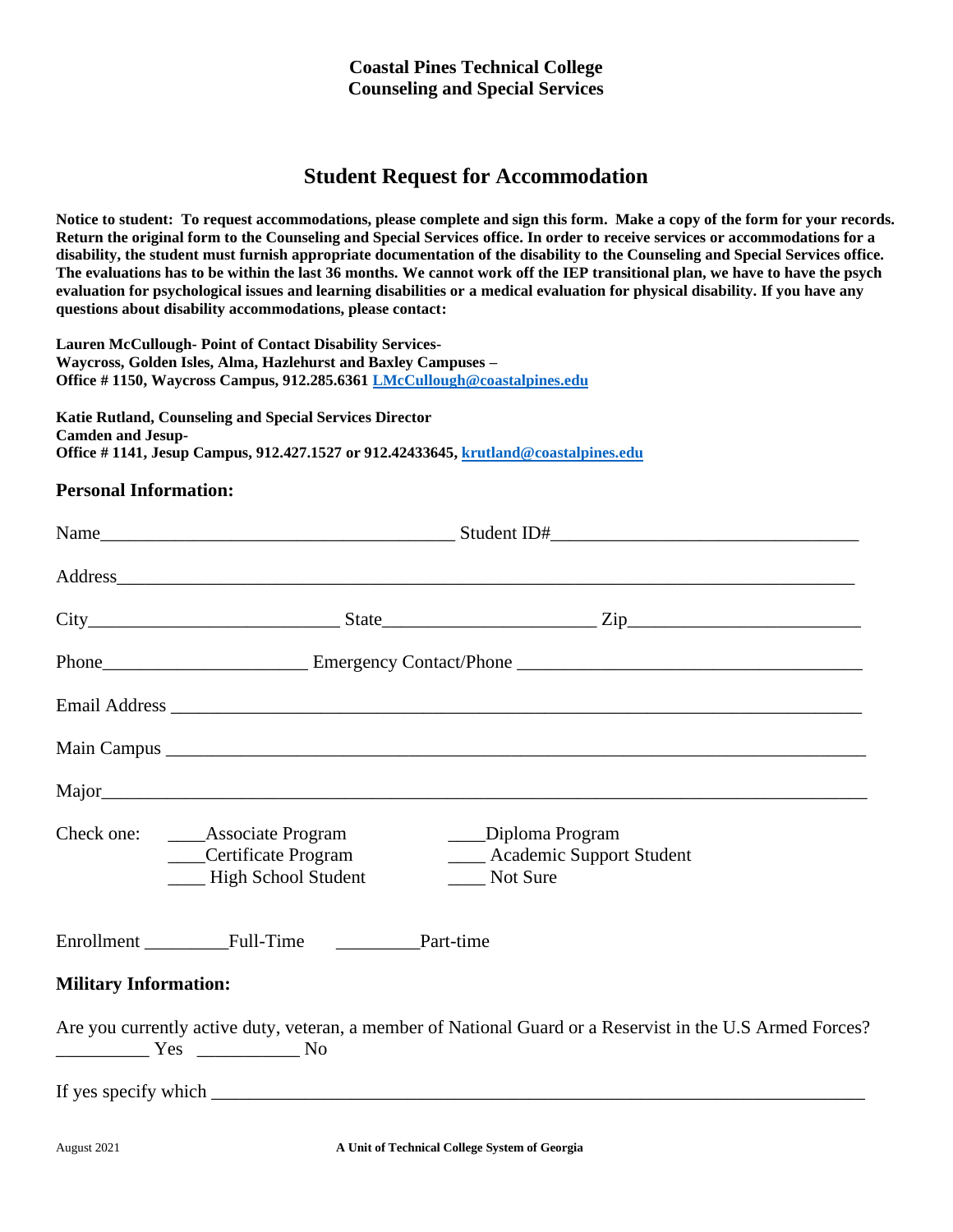**Coastal Pines Technical College**
**Counseling and Special Services**

# Student Request for Accommodation

**Notice to student: To request accommodations, please complete and sign this form. Make a copy of the form for your records. Return the original form to the Counseling and Special Services office. In order to receive services or accommodations for a disability, the student must furnish appropriate documentation of the disability to the Counseling and Special Services office. The evaluations has to be within the last 36 months. We cannot work off the IEP transitional plan, we have to have the psych evaluation for psychological issues and learning disabilities or a medical evaluation for physical disability. If you have any questions about disability accommodations, please contact:**

**Lauren McCullough- Point of Contact Disability Services-**
**Waycross, Golden Isles, Alma, Hazlehurst and Baxley Campuses –**
**Office # 1150, Waycross Campus, 912.285.6361 LMcCullough@coastalpines.edu**

**Katie Rutland, Counseling and Special Services Director**
**Camden and Jesup-**
**Office # 1141, Jesup Campus, 912.427.1527 or 912.42433645, krutland@coastalpines.edu**

## Personal Information:

Name_______________________________________ Student ID#_________________________________

Address_________________________________________________________________________________

City___________________________ State_______________________ Zip_________________________

Phone______________________ Emergency Contact/Phone _____________________________________

Email Address ____________________________________________________________________________

Main Campus _____________________________________________________________________________

Major____________________________________________________________________________________

Check one:
____Associate Program
____Certificate Program
____ High School Student
____Diploma Program
____ Academic Support Student
____ Not Sure

Enrollment _________Full-Time _________Part-time

## Military Information:

Are you currently active duty, veteran, a member of National Guard or a Reservist in the U.S Armed Forces?
__________ Yes ___________ No

If yes specify which _________________________________________________________________________

August 2021

**A Unit of Technical College System of Georgia**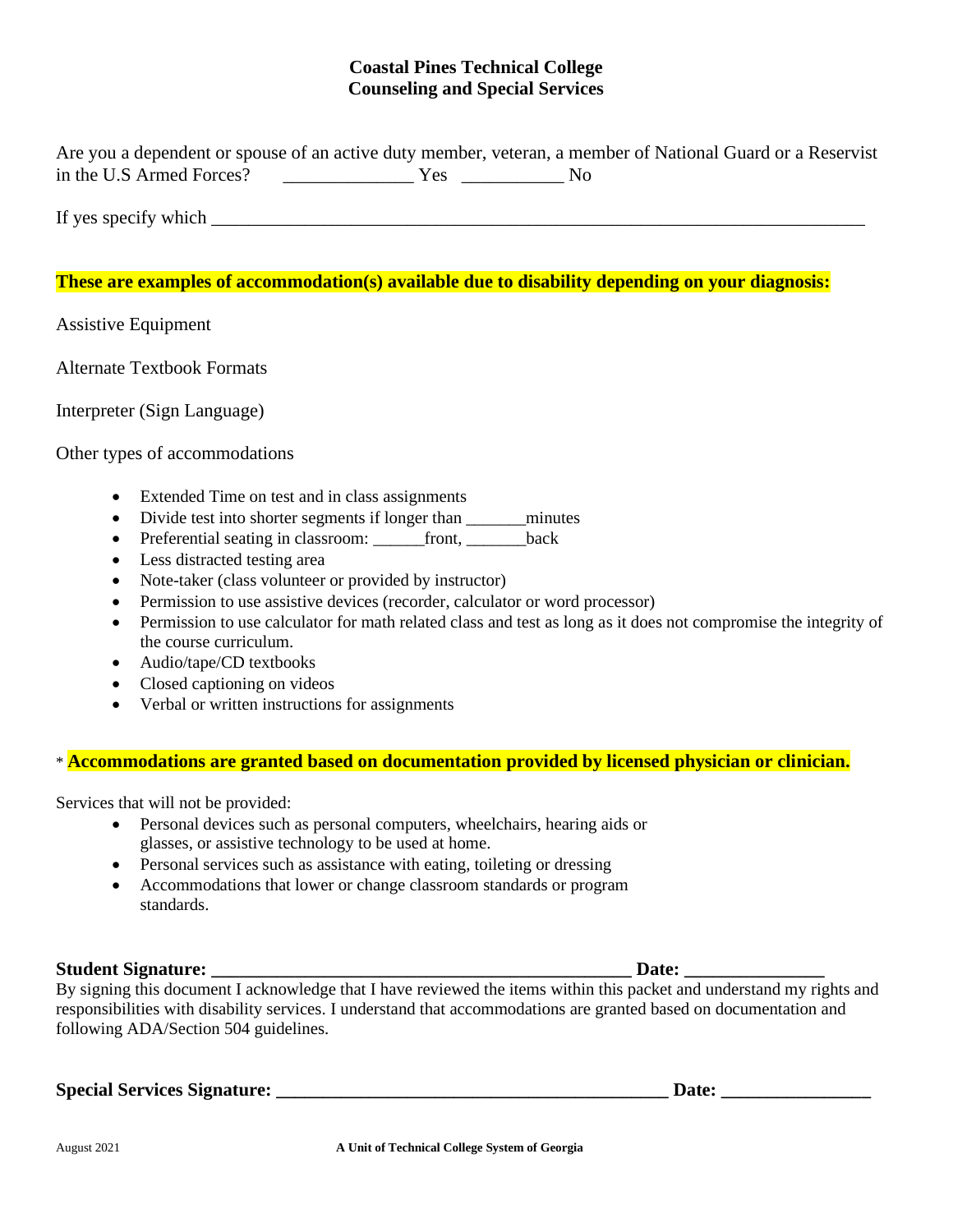**Coastal Pines Technical College**
**Counseling and Special Services**

Are you a dependent or spouse of an active duty member, veteran, a member of National Guard or a Reservist in the U.S Armed Forces? \_\_\_\_\_\_\_\_\_\_\_\_\_\_ Yes \_\_\_\_\_\_\_\_\_\_\_ No

If yes specify which \_\_\_\_\_\_\_\_\_\_\_\_\_\_\_\_\_\_\_\_\_\_\_\_\_\_\_\_\_\_\_\_\_\_\_\_\_\_\_\_\_\_\_\_\_\_\_\_\_\_\_\_\_\_\_\_\_\_\_\_\_\_\_\_\_\_\_\_

**These are examples of accommodation(s) available due to disability depending on your diagnosis:**

Assistive Equipment

Alternate Textbook Formats

Interpreter (Sign Language)

Other types of accommodations

- Extended Time on test and in class assignments
- Divide test into shorter segments if longer than \_\_\_\_\_\_\_minutes
- Preferential seating in classroom: \_\_\_\_\_\_front, \_\_\_\_\_\_\_back
- Less distracted testing area
- Note-taker (class volunteer or provided by instructor)
- Permission to use assistive devices (recorder, calculator or word processor)
- Permission to use calculator for math related class and test as long as it does not compromise the integrity of the course curriculum.
- Audio/tape/CD textbooks
- Closed captioning on videos
- Verbal or written instructions for assignments

\* **Accommodations are granted based on documentation provided by licensed physician or clinician.**

Services that will not be provided:

- Personal devices such as personal computers, wheelchairs, hearing aids or glasses, or assistive technology to be used at home.
- Personal services such as assistance with eating, toileting or dressing
- Accommodations that lower or change classroom standards or program standards.

**Student Signature: \_\_\_\_\_\_\_\_\_\_\_\_\_\_\_\_\_\_\_\_\_\_\_\_\_\_\_\_\_\_\_\_\_\_\_\_\_\_\_\_\_\_\_\_ Date: \_\_\_\_\_\_\_\_\_\_\_\_\_\_\_**

By signing this document I acknowledge that I have reviewed the items within this packet and understand my rights and responsibilities with disability services. I understand that accommodations are granted based on documentation and following ADA/Section 504 guidelines.

**Special Services Signature: \_\_\_\_\_\_\_\_\_\_\_\_\_\_\_\_\_\_\_\_\_\_\_\_\_\_\_\_\_\_\_\_\_\_\_\_\_\_\_\_\_\_ Date: \_\_\_\_\_\_\_\_\_\_\_\_\_\_\_\_**

August 2021

**A Unit of Technical College System of Georgia**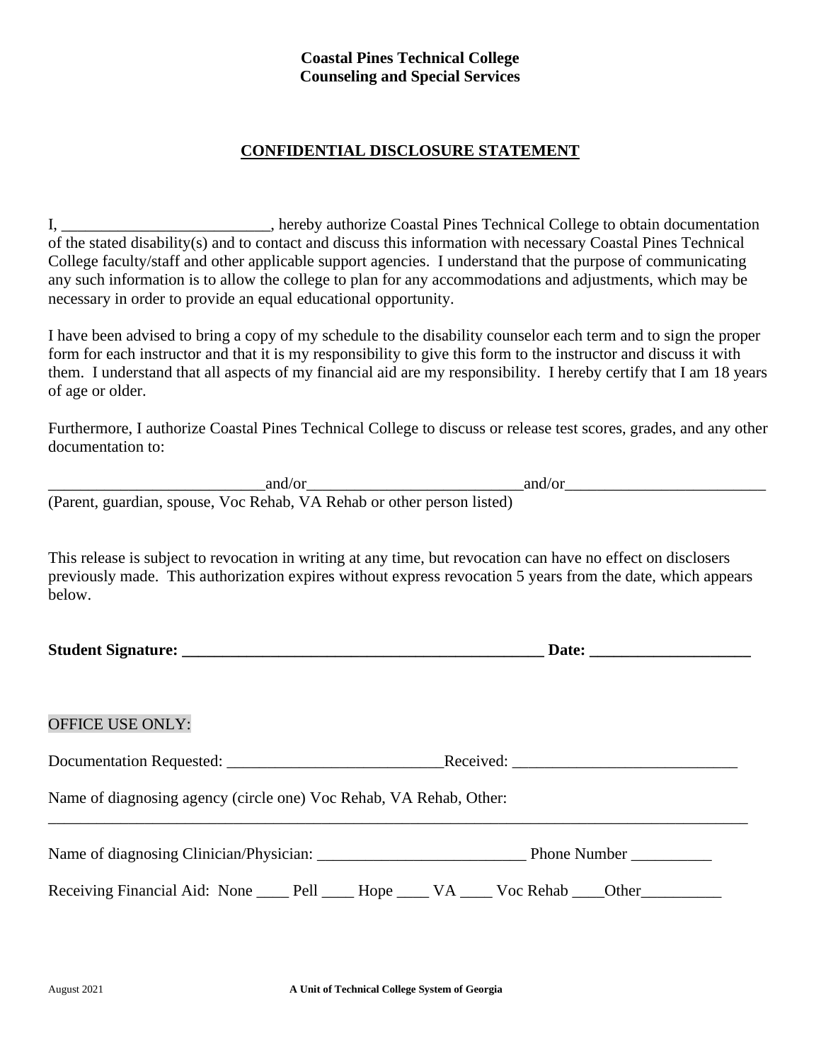**Coastal Pines Technical College**
**Counseling and Special Services**

## CONFIDENTIAL DISCLOSURE STATEMENT

I, __________________________, hereby authorize Coastal Pines Technical College to obtain documentation of the stated disability(s) and to contact and discuss this information with necessary Coastal Pines Technical College faculty/staff and other applicable support agencies. I understand that the purpose of communicating any such information is to allow the college to plan for any accommodations and adjustments, which may be necessary in order to provide an equal educational opportunity.

I have been advised to bring a copy of my schedule to the disability counselor each term and to sign the proper form for each instructor and that it is my responsibility to give this form to the instructor and discuss it with them. I understand that all aspects of my financial aid are my responsibility. I hereby certify that I am 18 years of age or older.

Furthermore, I authorize Coastal Pines Technical College to discuss or release test scores, grades, and any other documentation to:

__________________________and/or__________________________and/or_________________________
(Parent, guardian, spouse, Voc Rehab, VA Rehab or other person listed)

This release is subject to revocation in writing at any time, but revocation can have no effect on disclosers previously made. This authorization expires without express revocation 5 years from the date, which appears below.

**Student Signature: ______________________________________________ Date: ____________________**

OFFICE USE ONLY:

Documentation Requested: ___________________________Received: ____________________________

Name of diagnosing agency (circle one) Voc Rehab, VA Rehab, Other:
_____________________________________________________________________________________

Name of diagnosing Clinician/Physician: __________________________ Phone Number __________

Receiving Financial Aid: None ____ Pell ____ Hope ____ VA ____ Voc Rehab ____Other__________

August 2021

**A Unit of Technical College System of Georgia**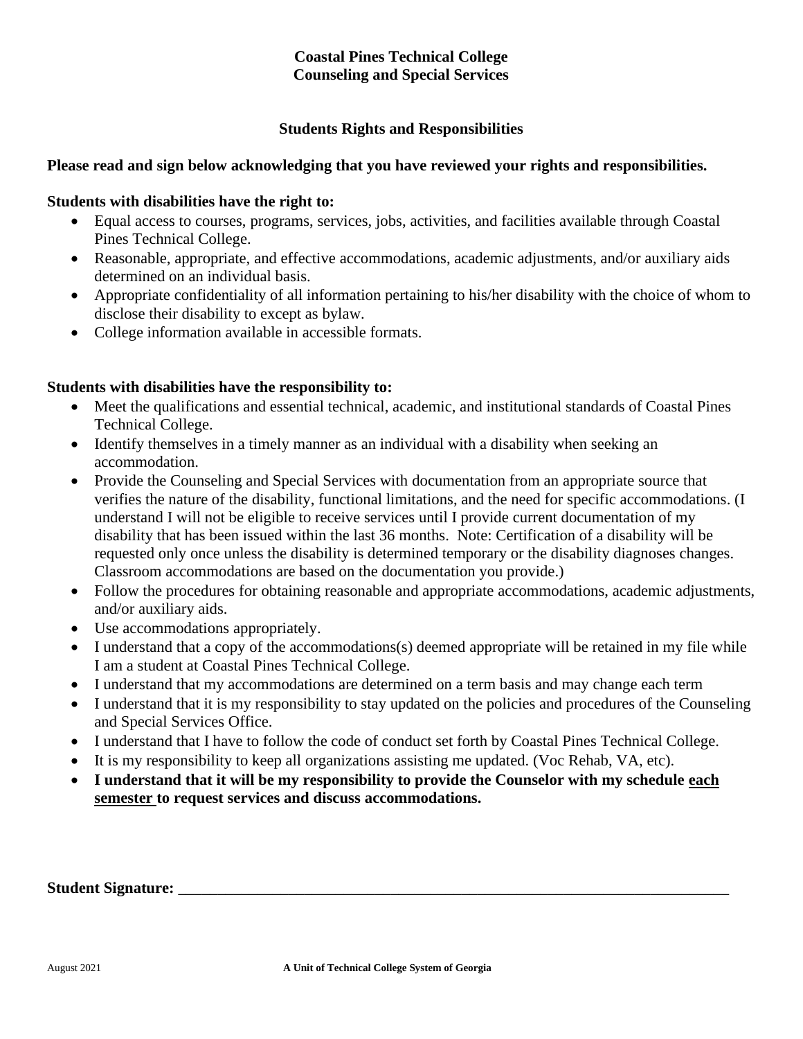**Coastal Pines Technical College**
**Counseling and Special Services**

## Students Rights and Responsibilities

**Please read and sign below acknowledging that you have reviewed your rights and responsibilities.**

**Students with disabilities have the right to:**

- Equal access to courses, programs, services, jobs, activities, and facilities available through Coastal Pines Technical College.
- Reasonable, appropriate, and effective accommodations, academic adjustments, and/or auxiliary aids determined on an individual basis.
- Appropriate confidentiality of all information pertaining to his/her disability with the choice of whom to disclose their disability to except as bylaw.
- College information available in accessible formats.

**Students with disabilities have the responsibility to:**

- Meet the qualifications and essential technical, academic, and institutional standards of Coastal Pines Technical College.
- Identify themselves in a timely manner as an individual with a disability when seeking an accommodation.
- Provide the Counseling and Special Services with documentation from an appropriate source that verifies the nature of the disability, functional limitations, and the need for specific accommodations. (I understand I will not be eligible to receive services until I provide current documentation of my disability that has been issued within the last 36 months. Note: Certification of a disability will be requested only once unless the disability is determined temporary or the disability diagnoses changes. Classroom accommodations are based on the documentation you provide.)
- Follow the procedures for obtaining reasonable and appropriate accommodations, academic adjustments, and/or auxiliary aids.
- Use accommodations appropriately.
- I understand that a copy of the accommodations(s) deemed appropriate will be retained in my file while I am a student at Coastal Pines Technical College.
- I understand that my accommodations are determined on a term basis and may change each term
- I understand that it is my responsibility to stay updated on the policies and procedures of the Counseling and Special Services Office.
- I understand that I have to follow the code of conduct set forth by Coastal Pines Technical College.
- It is my responsibility to keep all organizations assisting me updated. (Voc Rehab, VA, etc).
- **I understand that it will be my responsibility to provide the Counselor with my schedule <u>each semester</u> to request services and discuss accommodations.**

**Student Signature:** ___________________________________________________________________________

August 2021 **A Unit of Technical College System of Georgia**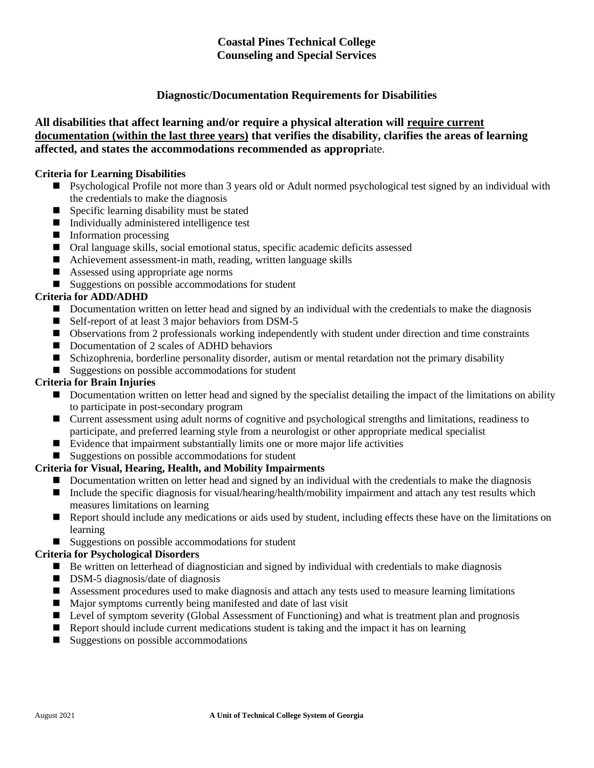**Coastal Pines Technical College**
**Counseling and Special Services**

## Diagnostic/Documentation Requirements for Disabilities

**All disabilities that affect learning and/or require a physical alteration will require current documentation (within the last three years) that verifies the disability, clarifies the areas of learning affected, and states the accommodations recommended as appropri**ate.

**Criteria for Learning Disabilities**

- Psychological Profile not more than 3 years old or Adult normed psychological test signed by an individual with the credentials to make the diagnosis
- Specific learning disability must be stated
- Individually administered intelligence test
- Information processing
- Oral language skills, social emotional status, specific academic deficits assessed
- Achievement assessment-in math, reading, written language skills
- Assessed using appropriate age norms
- Suggestions on possible accommodations for student

**Criteria for ADD/ADHD**

- Documentation written on letter head and signed by an individual with the credentials to make the diagnosis
- Self-report of at least 3 major behaviors from DSM-5
- Observations from 2 professionals working independently with student under direction and time constraints
- Documentation of 2 scales of ADHD behaviors
- Schizophrenia, borderline personality disorder, autism or mental retardation not the primary disability
- Suggestions on possible accommodations for student

**Criteria for Brain Injuries**

- Documentation written on letter head and signed by the specialist detailing the impact of the limitations on ability to participate in post-secondary program
- Current assessment using adult norms of cognitive and psychological strengths and limitations, readiness to participate, and preferred learning style from a neurologist or other appropriate medical specialist
- Evidence that impairment substantially limits one or more major life activities
- Suggestions on possible accommodations for student

**Criteria for Visual, Hearing, Health, and Mobility Impairments**

- Documentation written on letter head and signed by an individual with the credentials to make the diagnosis
- Include the specific diagnosis for visual/hearing/health/mobility impairment and attach any test results which measures limitations on learning
- Report should include any medications or aids used by student, including effects these have on the limitations on learning
- Suggestions on possible accommodations for student

**Criteria for Psychological Disorders**

- Be written on letterhead of diagnostician and signed by individual with credentials to make diagnosis
- DSM-5 diagnosis/date of diagnosis
- Assessment procedures used to make diagnosis and attach any tests used to measure learning limitations
- Major symptoms currently being manifested and date of last visit
- Level of symptom severity (Global Assessment of Functioning) and what is treatment plan and prognosis
- Report should include current medications student is taking and the impact it has on learning
- Suggestions on possible accommodations

August 2021 **A Unit of Technical College System of Georgia**